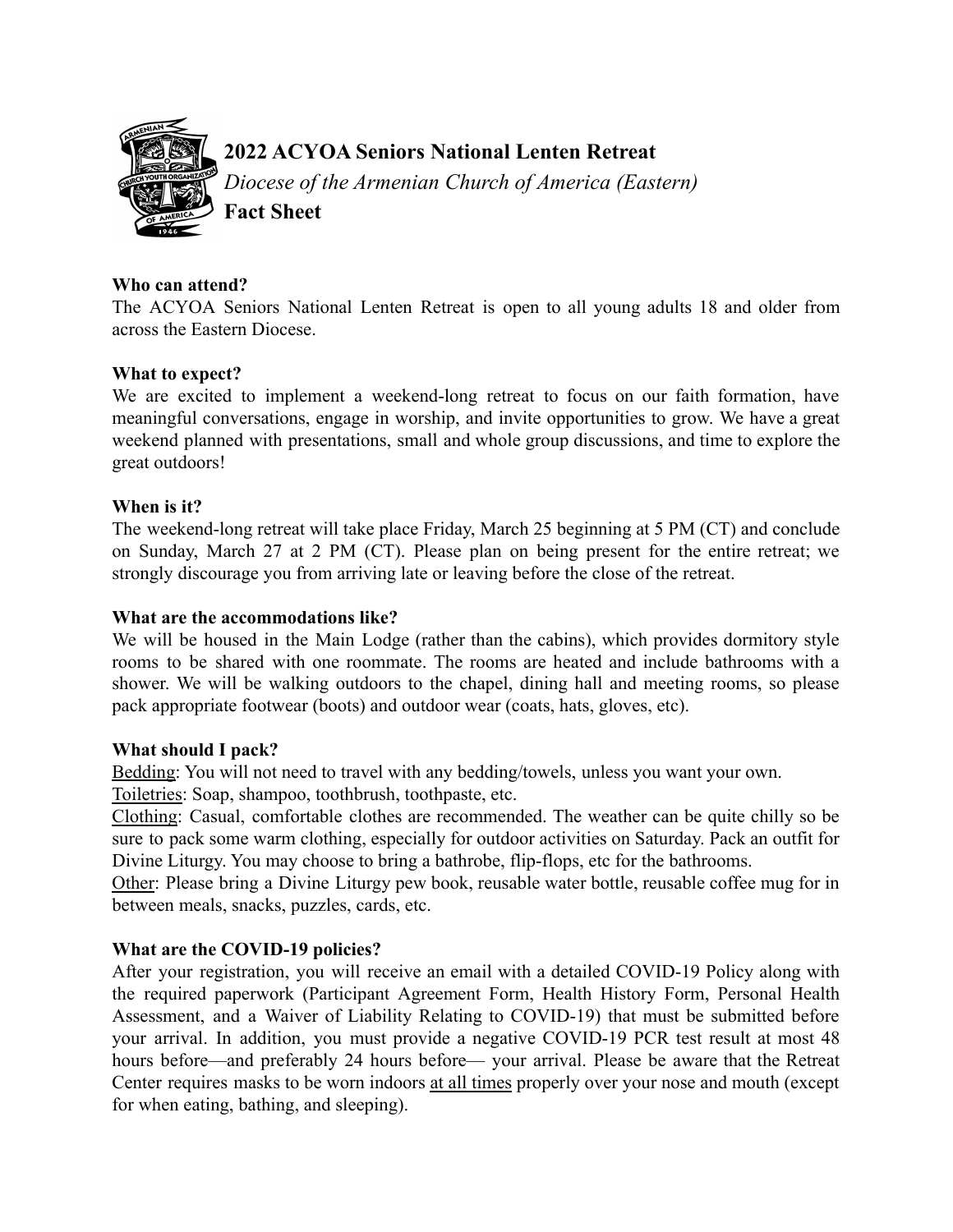# 2022 ACYOA Seniors National Lenten Retreat

*Diocese of the Armenian Church of America (Eastern)*

**Fact Sheet**

**Who can attend?**

The ACYOA Seniors National Lenten Retreat is open to all young adults 18 and older from across the Eastern Diocese.

**What to expect?**

We are excited to implement a weekend-long retreat to focus on our faith formation, have meaningful conversations, engage in worship, and invite opportunities to grow. We have a great weekend planned with presentations, small and whole group discussions, and time to explore the great outdoors!

**When is it?**

The weekend-long retreat will take place Friday, March 25 beginning at 5 PM (CT) and conclude on Sunday, March 27 at 2 PM (CT). Please plan on being present for the entire retreat; we strongly discourage you from arriving late or leaving before the close of the retreat.

**What are the accommodations like?**

We will be housed in the Main Lodge (rather than the cabins), which provides dormitory style rooms to be shared with one roommate. The rooms are heated and include bathrooms with a shower. We will be walking outdoors to the chapel, dining hall and meeting rooms, so please pack appropriate footwear (boots) and outdoor wear (coats, hats, gloves, etc).

**What should I pack?**

Bedding: You will not need to travel with any bedding/towels, unless you want your own.

Toiletries: Soap, shampoo, toothbrush, toothpaste, etc.

Clothing: Casual, comfortable clothes are recommended. The weather can be quite chilly so be sure to pack some warm clothing, especially for outdoor activities on Saturday. Pack an outfit for Divine Liturgy. You may choose to bring a bathrobe, flip-flops, etc for the bathrooms.

Other: Please bring a Divine Liturgy pew book, reusable water bottle, reusable coffee mug for in between meals, snacks, puzzles, cards, etc.

**What are the COVID-19 policies?**

After your registration, you will receive an email with a detailed COVID-19 Policy along with the required paperwork (Participant Agreement Form, Health History Form, Personal Health Assessment, and a Waiver of Liability Relating to COVID-19) that must be submitted before your arrival. In addition, you must provide a negative COVID-19 PCR test result at most 48 hours before—and preferably 24 hours before— your arrival. Please be aware that the Retreat Center requires masks to be worn indoors at all times properly over your nose and mouth (except for when eating, bathing, and sleeping).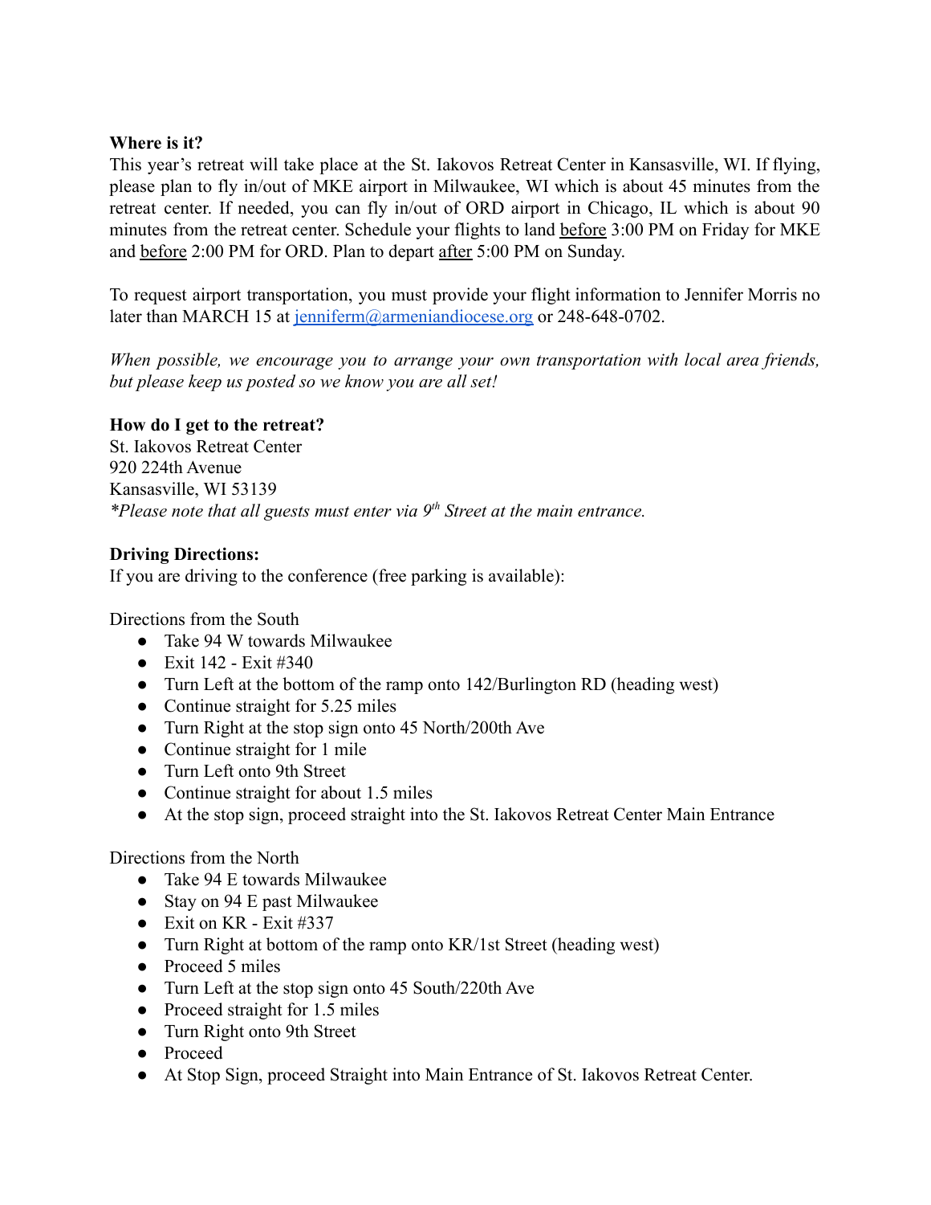**Where is it?**

This year's retreat will take place at the St. Iakovos Retreat Center in Kansasville, WI. If flying, please plan to fly in/out of MKE airport in Milwaukee, WI which is about 45 minutes from the retreat center. If needed, you can fly in/out of ORD airport in Chicago, IL which is about 90 minutes from the retreat center. Schedule your flights to land before 3:00 PM on Friday for MKE and before 2:00 PM for ORD. Plan to depart after 5:00 PM on Sunday.

To request airport transportation, you must provide your flight information to Jennifer Morris no later than MARCH 15 at [jenniferm@armeniandiocese.org](mailto:jenniferm@armeniandiocese.org) or 248-648-0702.

*When possible, we encourage you to arrange your own transportation with local area friends, but please keep us posted so we know you are all set!*

**How do I get to the retreat?**

St. Iakovos Retreat Center
920 224th Avenue
Kansasville, WI 53139
*\*Please note that all guests must enter via 9th Street at the main entrance.*

**Driving Directions:**

If you are driving to the conference (free parking is available):

Directions from the South

- Take 94 W towards Milwaukee
- Exit 142 - Exit #340
- Turn Left at the bottom of the ramp onto 142/Burlington RD (heading west)
- Continue straight for 5.25 miles
- Turn Right at the stop sign onto 45 North/200th Ave
- Continue straight for 1 mile
- Turn Left onto 9th Street
- Continue straight for about 1.5 miles
- At the stop sign, proceed straight into the St. Iakovos Retreat Center Main Entrance

Directions from the North

- Take 94 E towards Milwaukee
- Stay on 94 E past Milwaukee
- Exit on KR - Exit #337
- Turn Right at bottom of the ramp onto KR/1st Street (heading west)
- Proceed 5 miles
- Turn Left at the stop sign onto 45 South/220th Ave
- Proceed straight for 1.5 miles
- Turn Right onto 9th Street
- Proceed
- At Stop Sign, proceed Straight into Main Entrance of St. Iakovos Retreat Center.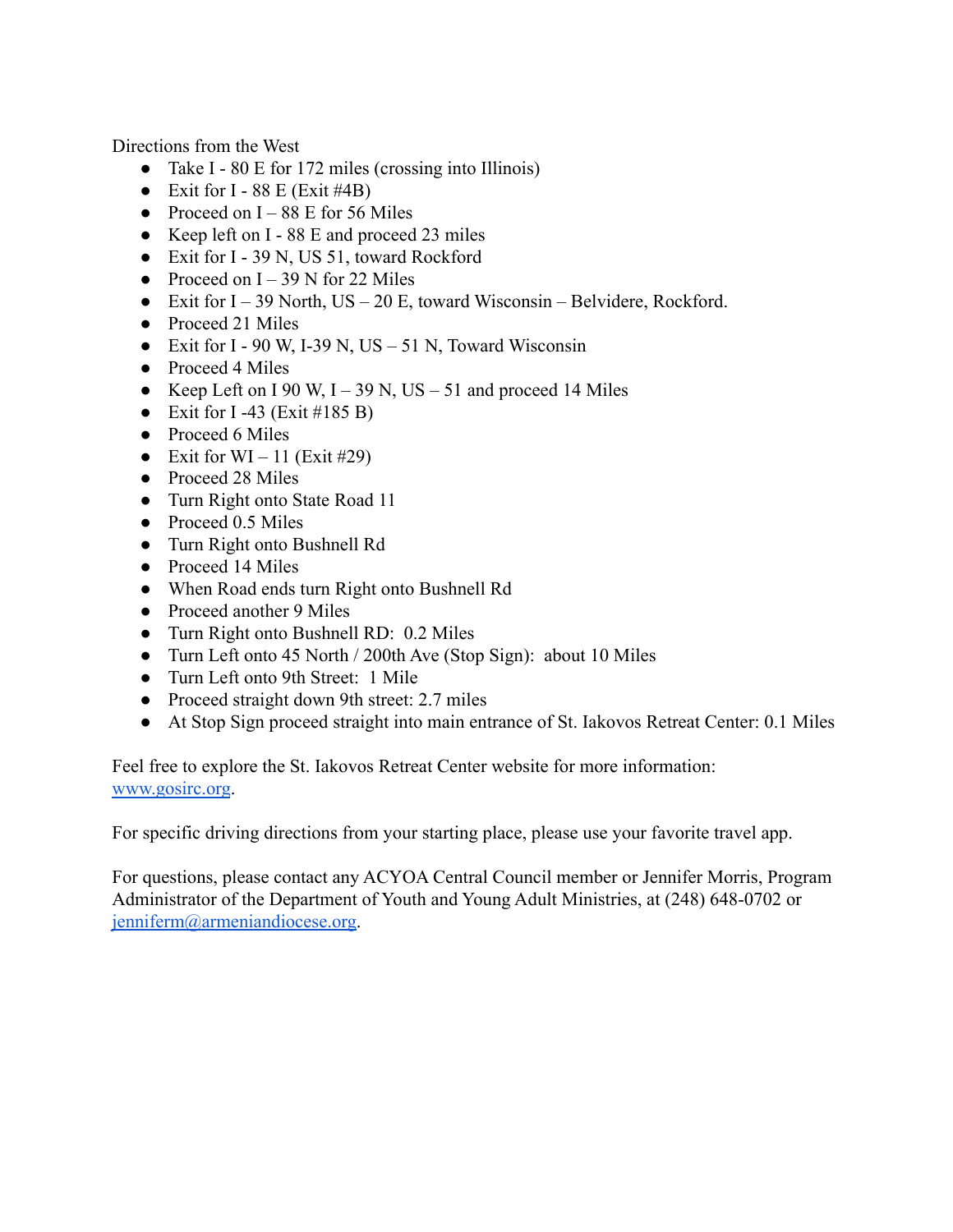Directions from the West

- Take I - 80 E for 172 miles (crossing into Illinois)
- Exit for I - 88 E (Exit #4B)
- Proceed on I – 88 E for 56 Miles
- Keep left on I - 88 E and proceed 23 miles
- Exit for I - 39 N, US 51, toward Rockford
- Proceed on I – 39 N for 22 Miles
- Exit for I – 39 North, US – 20 E, toward Wisconsin – Belvidere, Rockford.
- Proceed 21 Miles
- Exit for I - 90 W, I-39 N, US – 51 N, Toward Wisconsin
- Proceed 4 Miles
- Keep Left on I 90 W, I – 39 N, US – 51 and proceed 14 Miles
- Exit for I -43 (Exit #185 B)
- Proceed 6 Miles
- Exit for WI – 11 (Exit #29)
- Proceed 28 Miles
- Turn Right onto State Road 11
- Proceed 0.5 Miles
- Turn Right onto Bushnell Rd
- Proceed 14 Miles
- When Road ends turn Right onto Bushnell Rd
- Proceed another 9 Miles
- Turn Right onto Bushnell RD: 0.2 Miles
- Turn Left onto 45 North / 200th Ave (Stop Sign): about 10 Miles
- Turn Left onto 9th Street: 1 Mile
- Proceed straight down 9th street: 2.7 miles
- At Stop Sign proceed straight into main entrance of St. Iakovos Retreat Center: 0.1 Miles

Feel free to explore the St. Iakovos Retreat Center website for more information: [www.gosirc.org](http://www.gosirc.org).

For specific driving directions from your starting place, please use your favorite travel app.

For questions, please contact any ACYOA Central Council member or Jennifer Morris, Program Administrator of the Department of Youth and Young Adult Ministries, at (248) 648-0702 or [jenniferm@armeniandiocese.org](mailto:jenniferm@armeniandiocese.org).